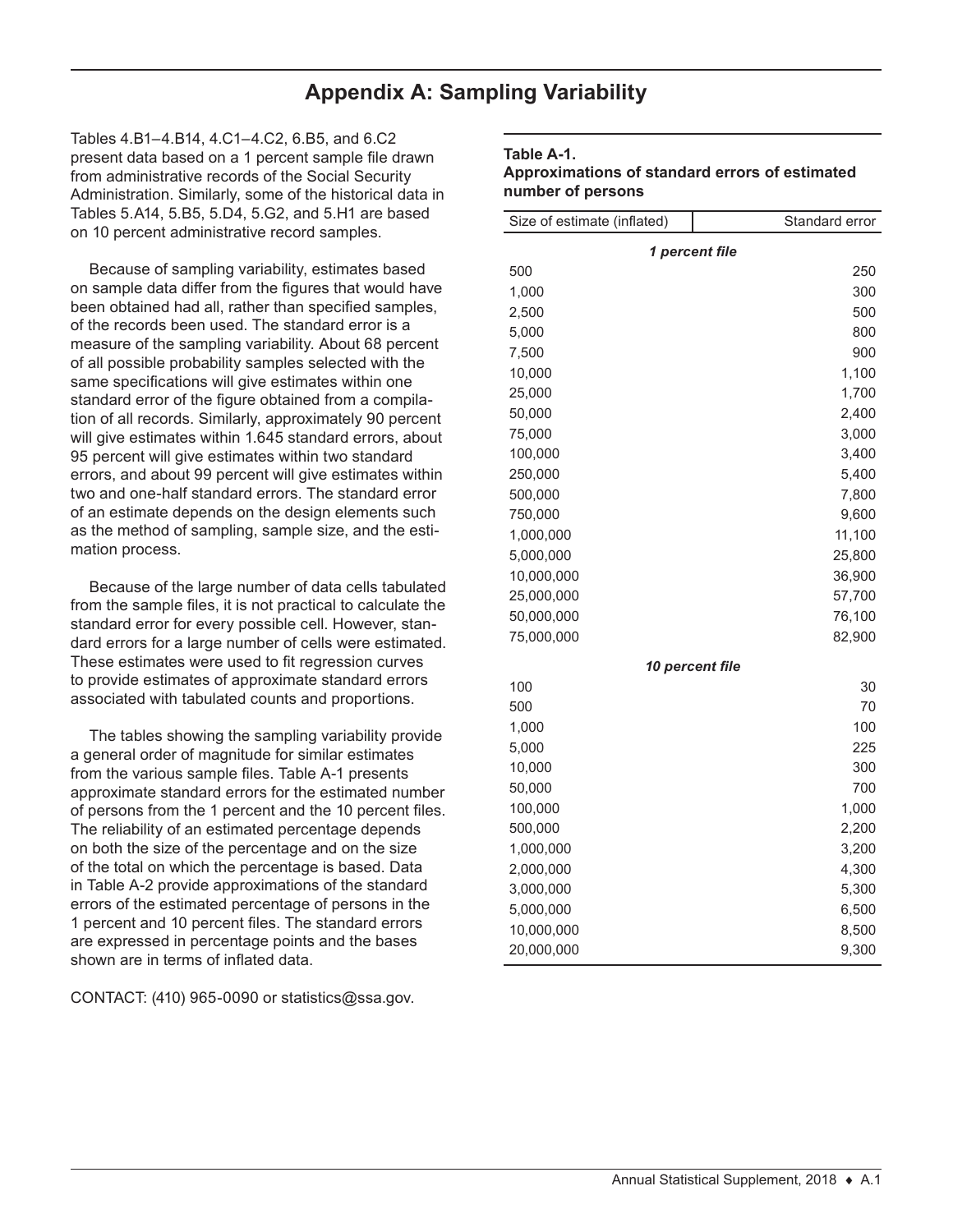# Appendix A: Sampling Variability

Tables 4.B1–4.B14, 4.C1–4.C2, 6.B5, and 6.C2 present data based on a 1 percent sample file drawn from administrative records of the Social Security Administration. Similarly, some of the historical data in Tables 5.A14, 5.B5, 5.D4, 5.G2, and 5.H1 are based on 10 percent administrative record samples.

Because of sampling variability, estimates based on sample data differ from the figures that would have been obtained had all, rather than specified samples, of the records been used. The standard error is a measure of the sampling variability. About 68 percent of all possible probability samples selected with the same specifications will give estimates within one standard error of the figure obtained from a compilation of all records. Similarly, approximately 90 percent will give estimates within 1.645 standard errors, about 95 percent will give estimates within two standard errors, and about 99 percent will give estimates within two and one-half standard errors. The standard error of an estimate depends on the design elements such as the method of sampling, sample size, and the estimation process.

Because of the large number of data cells tabulated from the sample files, it is not practical to calculate the standard error for every possible cell. However, standard errors for a large number of cells were estimated. These estimates were used to fit regression curves to provide estimates of approximate standard errors associated with tabulated counts and proportions.

The tables showing the sampling variability provide a general order of magnitude for similar estimates from the various sample files. Table A-1 presents approximate standard errors for the estimated number of persons from the 1 percent and the 10 percent files. The reliability of an estimated percentage depends on both the size of the percentage and on the size of the total on which the percentage is based. Data in Table A-2 provide approximations of the standard errors of the estimated percentage of persons in the 1 percent and 10 percent files. The standard errors are expressed in percentage points and the bases shown are in terms of inflated data.

CONTACT: (410) 965-0090 or statistics@ssa.gov.

**Table A-1.**
**Approximations of standard errors of estimated number of persons**

| Size of estimate (inflated) | Standard error |
|---|---|
| ***1 percent file*** | |
| 500 | 250 |
| 1,000 | 300 |
| 2,500 | 500 |
| 5,000 | 800 |
| 7,500 | 900 |
| 10,000 | 1,100 |
| 25,000 | 1,700 |
| 50,000 | 2,400 |
| 75,000 | 3,000 |
| 100,000 | 3,400 |
| 250,000 | 5,400 |
| 500,000 | 7,800 |
| 750,000 | 9,600 |
| 1,000,000 | 11,100 |
| 5,000,000 | 25,800 |
| 10,000,000 | 36,900 |
| 25,000,000 | 57,700 |
| 50,000,000 | 76,100 |
| 75,000,000 | 82,900 |
| ***10 percent file*** | |
| 100 | 30 |
| 500 | 70 |
| 1,000 | 100 |
| 5,000 | 225 |
| 10,000 | 300 |
| 50,000 | 700 |
| 100,000 | 1,000 |
| 500,000 | 2,200 |
| 1,000,000 | 3,200 |
| 2,000,000 | 4,300 |
| 3,000,000 | 5,300 |
| 5,000,000 | 6,500 |
| 10,000,000 | 8,500 |
| 20,000,000 | 9,300 |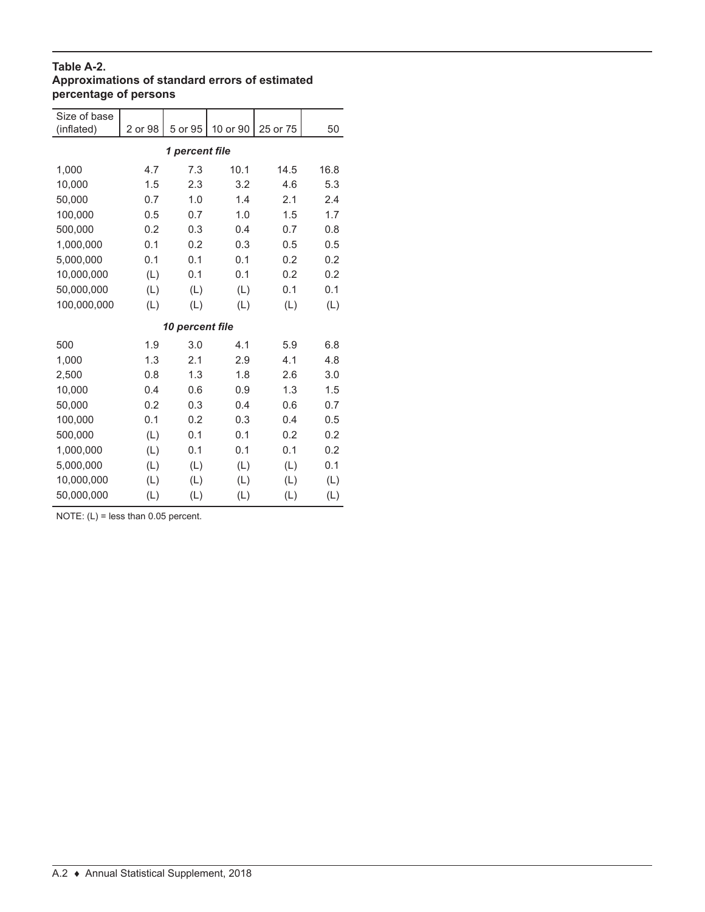**Table A-2.**
**Approximations of standard errors of estimated percentage of persons**

| Size of base (inflated) | 2 or 98 | 5 or 95 | 10 or 90 | 25 or 75 | 50 |
|---|---|---|---|---|---|
| *1 percent file* | | | | | |
| 1,000 | 4.7 | 7.3 | 10.1 | 14.5 | 16.8 |
| 10,000 | 1.5 | 2.3 | 3.2 | 4.6 | 5.3 |
| 50,000 | 0.7 | 1.0 | 1.4 | 2.1 | 2.4 |
| 100,000 | 0.5 | 0.7 | 1.0 | 1.5 | 1.7 |
| 500,000 | 0.2 | 0.3 | 0.4 | 0.7 | 0.8 |
| 1,000,000 | 0.1 | 0.2 | 0.3 | 0.5 | 0.5 |
| 5,000,000 | 0.1 | 0.1 | 0.1 | 0.2 | 0.2 |
| 10,000,000 | (L) | 0.1 | 0.1 | 0.2 | 0.2 |
| 50,000,000 | (L) | (L) | (L) | 0.1 | 0.1 |
| 100,000,000 | (L) | (L) | (L) | (L) | (L) |
| *10 percent file* | | | | | |
| 500 | 1.9 | 3.0 | 4.1 | 5.9 | 6.8 |
| 1,000 | 1.3 | 2.1 | 2.9 | 4.1 | 4.8 |
| 2,500 | 0.8 | 1.3 | 1.8 | 2.6 | 3.0 |
| 10,000 | 0.4 | 0.6 | 0.9 | 1.3 | 1.5 |
| 50,000 | 0.2 | 0.3 | 0.4 | 0.6 | 0.7 |
| 100,000 | 0.1 | 0.2 | 0.3 | 0.4 | 0.5 |
| 500,000 | (L) | 0.1 | 0.1 | 0.2 | 0.2 |
| 1,000,000 | (L) | 0.1 | 0.1 | 0.1 | 0.2 |
| 5,000,000 | (L) | (L) | (L) | (L) | 0.1 |
| 10,000,000 | (L) | (L) | (L) | (L) | (L) |
| 50,000,000 | (L) | (L) | (L) | (L) | (L) |

NOTE: (L) = less than 0.05 percent.